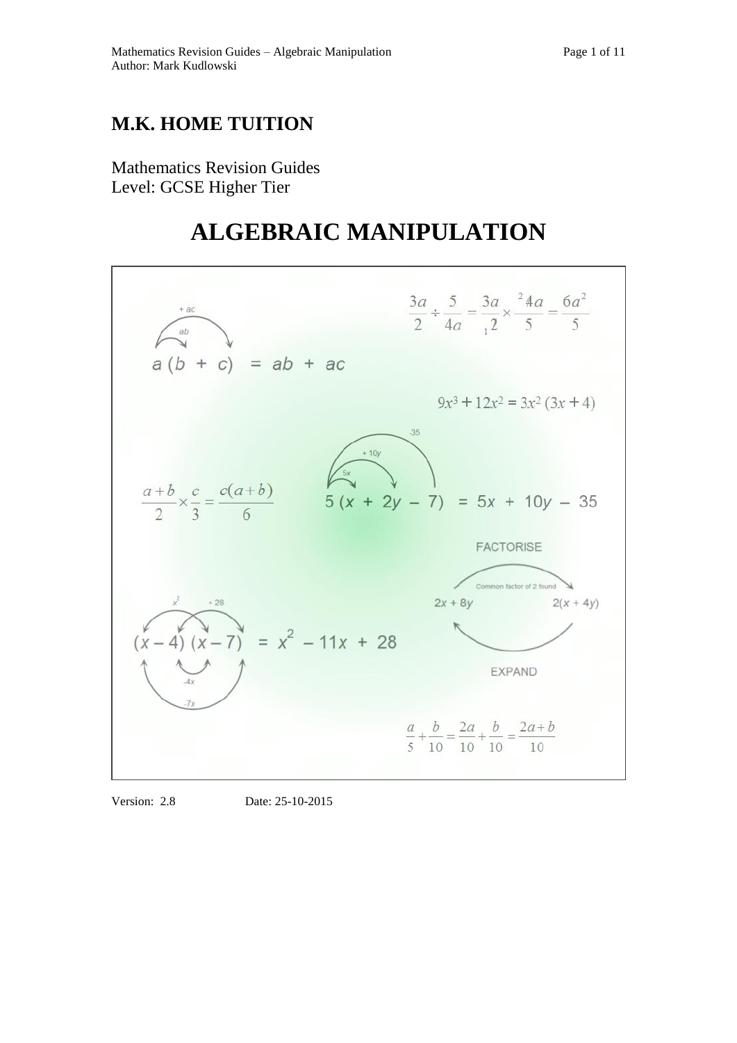# M.K. HOME TUITION

Mathematics Revision Guides
Level: GCSE Higher Tier

# ALGEBRAIC MANIPULATION

$$\frac{3a}{2} \div \frac{5}{4a} = \frac{3a}{{}_1 2} \times \frac{{}^2 4a}{5} = \frac{6a^2}{5}$$

$$a(b + c) = ab + ac$$

$$9x^3 + 12x^2 = 3x^2(3x + 4)$$

$$\frac{a+b}{2} \times \frac{c}{3} = \frac{c(a+b)}{6}$$

$$5(x + 2y - 7) = 5x + 10y - 35$$

FACTORISE

Common factor of 2 found

$2x + 8y$ $\quad$ $2(x + 4y)$

EXPAND

$$(x - 4)(x - 7) = x^2 - 11x + 28$$

$$\frac{a}{5} + \frac{b}{10} = \frac{2a}{10} + \frac{b}{10} = \frac{2a+b}{10}$$

Version: 2.8 Date: 25-10-2015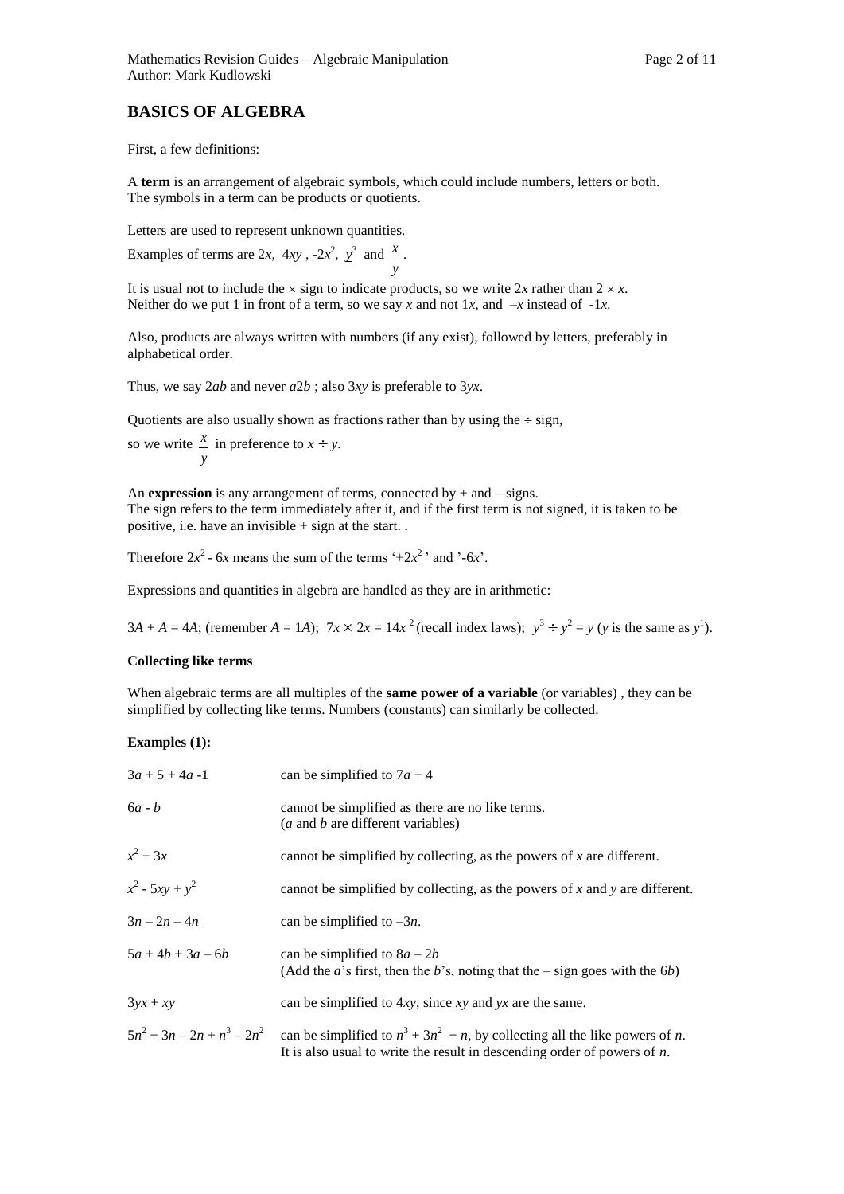## BASICS OF ALGEBRA

First, a few definitions:

A **term** is an arrangement of algebraic symbols, which could include numbers, letters or both. The symbols in a term can be products or quotients.

Letters are used to represent unknown quantities.

Examples of terms are $2x$, $4xy$, $-2x^2$, $y^3$ and $\frac{x}{y}$.

It is usual not to include the $\times$ sign to indicate products, so we write $2x$ rather than $2 \times x$. Neither do we put 1 in front of a term, so we say $x$ and not $1x$, and $-x$ instead of $-1x$.

Also, products are always written with numbers (if any exist), followed by letters, preferably in alphabetical order.

Thus, we say $2ab$ and never $a2b$ ; also $3xy$ is preferable to $3yx$.

Quotients are also usually shown as fractions rather than by using the $\div$ sign,

so we write $\frac{x}{y}$ in preference to $x \div y$.

An **expression** is any arrangement of terms, connected by + and – signs. The sign refers to the term immediately after it, and if the first term is not signed, it is taken to be positive, i.e. have an invisible + sign at the start. .

Therefore $2x^2 - 6x$ means the sum of the terms '$+2x^2$' and '$-6x$'.

Expressions and quantities in algebra are handled as they are in arithmetic:

$3A + A = 4A$; (remember $A = 1A$); $7x \times 2x = 14x^2$ (recall index laws); $y^3 \div y^2 = y$ ($y$ is the same as $y^1$).

**Collecting like terms**

When algebraic terms are all multiples of the **same power of a variable** (or variables) , they can be simplified by collecting like terms. Numbers (constants) can similarly be collected.

**Examples (1):**

| | |
|---|---|
| $3a + 5 + 4a - 1$ | can be simplified to $7a + 4$ |
| $6a - b$ | cannot be simplified as there are no like terms. ($a$ and $b$ are different variables) |
| $x^2 + 3x$ | cannot be simplified by collecting, as the powers of $x$ are different. |
| $x^2 - 5xy + y^2$ | cannot be simplified by collecting, as the powers of $x$ and $y$ are different. |
| $3n - 2n - 4n$ | can be simplified to $-3n$. |
| $5a + 4b + 3a - 6b$ | can be simplified to $8a - 2b$ (Add the $a$'s first, then the $b$'s, noting that the – sign goes with the $6b$) |
| $3yx + xy$ | can be simplified to $4xy$, since $xy$ and $yx$ are the same. |
| $5n^2 + 3n - 2n + n^3 - 2n^2$ | can be simplified to $n^3 + 3n^2 + n$, by collecting all the like powers of $n$. It is also usual to write the result in descending order of powers of $n$. |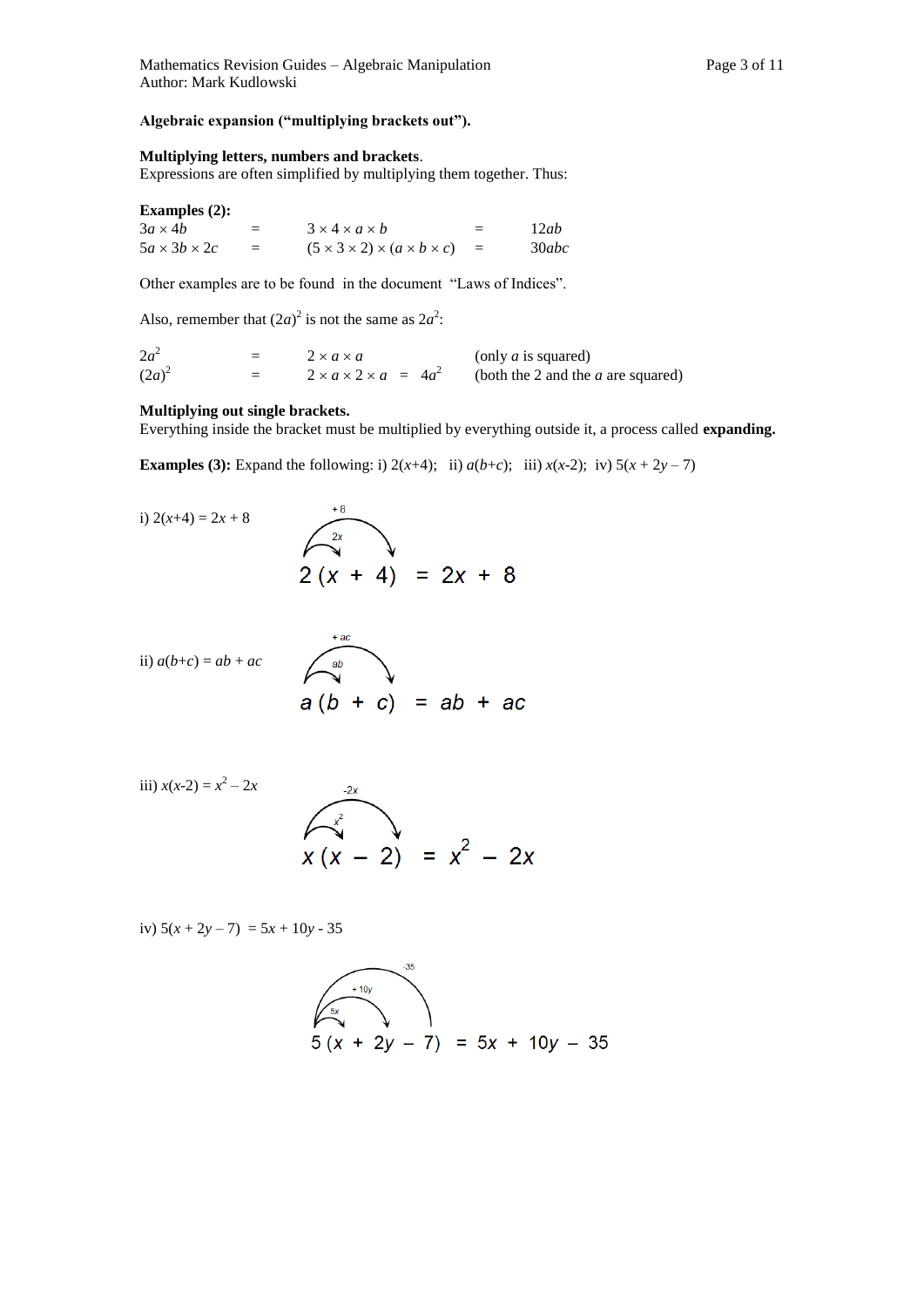## Algebraic expansion ("multiplying brackets out").

### Multiplying letters, numbers and brackets.

Expressions are often simplified by multiplying them together. Thus:

**Examples (2):**

| | | | | |
|---|---|---|---|---|
| $3a \times 4b$ | = | $3 \times 4 \times a \times b$ | = | $12ab$ |
| $5a \times 3b \times 2c$ | = | $(5 \times 3 \times 2) \times (a \times b \times c)$ | = | $30abc$ |

Other examples are to be found in the document "Laws of Indices".

Also, remember that $(2a)^2$ is not the same as $2a^2$:

| | | | |
|---|---|---|---|
| $2a^2$ | = | $2 \times a \times a$ | (only $a$ is squared) |
| $(2a)^2$ | = | $2 \times a \times 2 \times a = 4a^2$ | (both the 2 and the $a$ are squared) |

### Multiplying out single brackets.

Everything inside the bracket must be multiplied by everything outside it, a process called **expanding.**

**Examples (3):** Expand the following: i) $2(x+4)$; ii) $a(b+c)$; iii) $x(x-2)$; iv) $5(x + 2y - 7)$

i) $2(x+4) = 2x + 8$

$$2(x + 4) = 2x + 8$$

ii) $a(b+c) = ab + ac$

$$a(b + c) = ab + ac$$

iii) $x(x-2) = x^2 - 2x$

$$x(x - 2) = x^2 - 2x$$

iv) $5(x + 2y - 7) = 5x + 10y - 35$

$$5(x + 2y - 7) = 5x + 10y - 35$$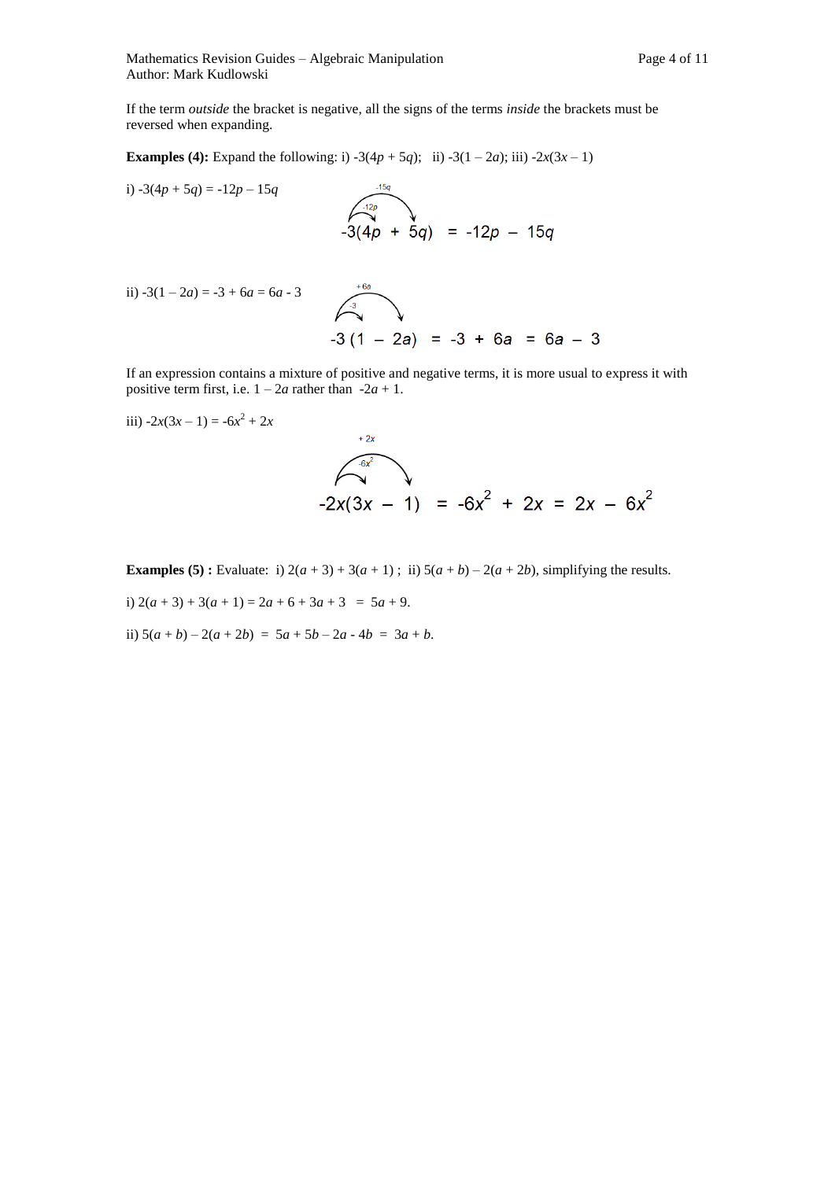If the term *outside* the bracket is negative, all the signs of the terms *inside* the brackets must be reversed when expanding.

**Examples (4):** Expand the following: i) $-3(4p + 5q)$; ii) $-3(1 - 2a)$; iii) $-2x(3x - 1)$

i) $-3(4p + 5q) = -12p - 15q$

$$-3(4p + 5q) = -12p - 15q$$

ii) $-3(1 - 2a) = -3 + 6a = 6a - 3$

$$-3(1 - 2a) = -3 + 6a = 6a - 3$$

If an expression contains a mixture of positive and negative terms, it is more usual to express it with positive term first, i.e. $1 - 2a$ rather than $-2a + 1$.

iii) $-2x(3x - 1) = -6x^2 + 2x$

$$-2x(3x - 1) = -6x^2 + 2x = 2x - 6x^2$$

**Examples (5) :** Evaluate: i) $2(a + 3) + 3(a + 1)$ ; ii) $5(a + b) - 2(a + 2b)$, simplifying the results.

i) $2(a + 3) + 3(a + 1) = 2a + 6 + 3a + 3 = 5a + 9$.

ii) $5(a + b) - 2(a + 2b) = 5a + 5b - 2a - 4b = 3a + b$.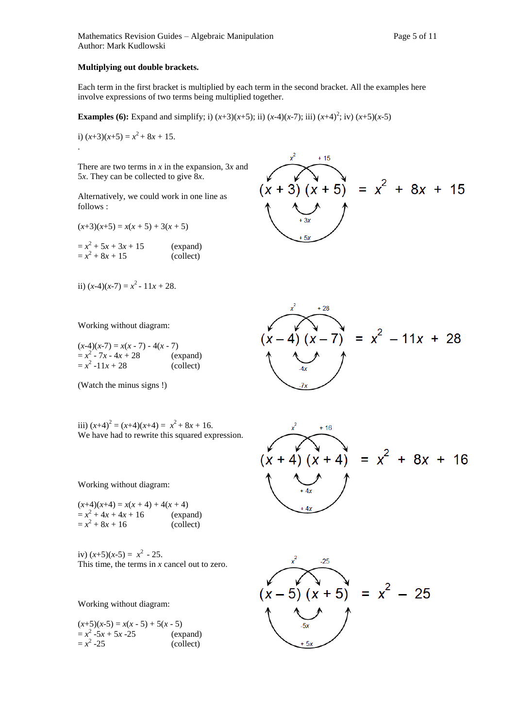**Multiplying out double brackets.**

Each term in the first bracket is multiplied by each term in the second bracket. All the examples here involve expressions of two terms being multiplied together.

**Examples (6):** Expand and simplify; i) $(x+3)(x+5)$; ii) $(x-4)(x-7)$; iii) $(x+4)^2$; iv) $(x+5)(x-5)$

i) $(x+3)(x+5) = x^2 + 8x + 15$.

.

There are two terms in $x$ in the expansion, $3x$ and $5x$. They can be collected to give $8x$.

$$(x + 3)(x + 5) = x^2 + 8x + 15$$

Alternatively, we could work in one line as follows :

$(x+3)(x+5) = x(x + 5) + 3(x + 5)$

$= x^2 + 5x + 3x + 15$ (expand)
$= x^2 + 8x + 15$ (collect)

ii) $(x-4)(x-7) = x^2 - 11x + 28$.

$$(x - 4)(x - 7) = x^2 - 11x + 28$$

Working without diagram:

$(x-4)(x-7) = x(x - 7) - 4(x - 7)$
$= x^2 - 7x - 4x + 28$ (expand)
$= x^2 -11x + 28$ (collect)

(Watch the minus signs !)

iii) $(x+4)^2 = (x+4)(x+4) = x^2 + 8x + 16$.
We have had to rewrite this squared expression.

$$(x + 4)(x + 4) = x^2 + 8x + 16$$

Working without diagram:

$(x+4)(x+4) = x(x + 4) + 4(x + 4)$
$= x^2 + 4x + 4x + 16$ (expand)
$= x^2 + 8x + 16$ (collect)

iv) $(x+5)(x-5) = x^2 - 25$.
This time, the terms in $x$ cancel out to zero.

$$(x - 5)(x + 5) = x^2 - 25$$

Working without diagram:

$(x+5)(x-5) = x(x - 5) + 5(x - 5)$
$= x^2 -5x + 5x -25$ (expand)
$= x^2 -25$ (collect)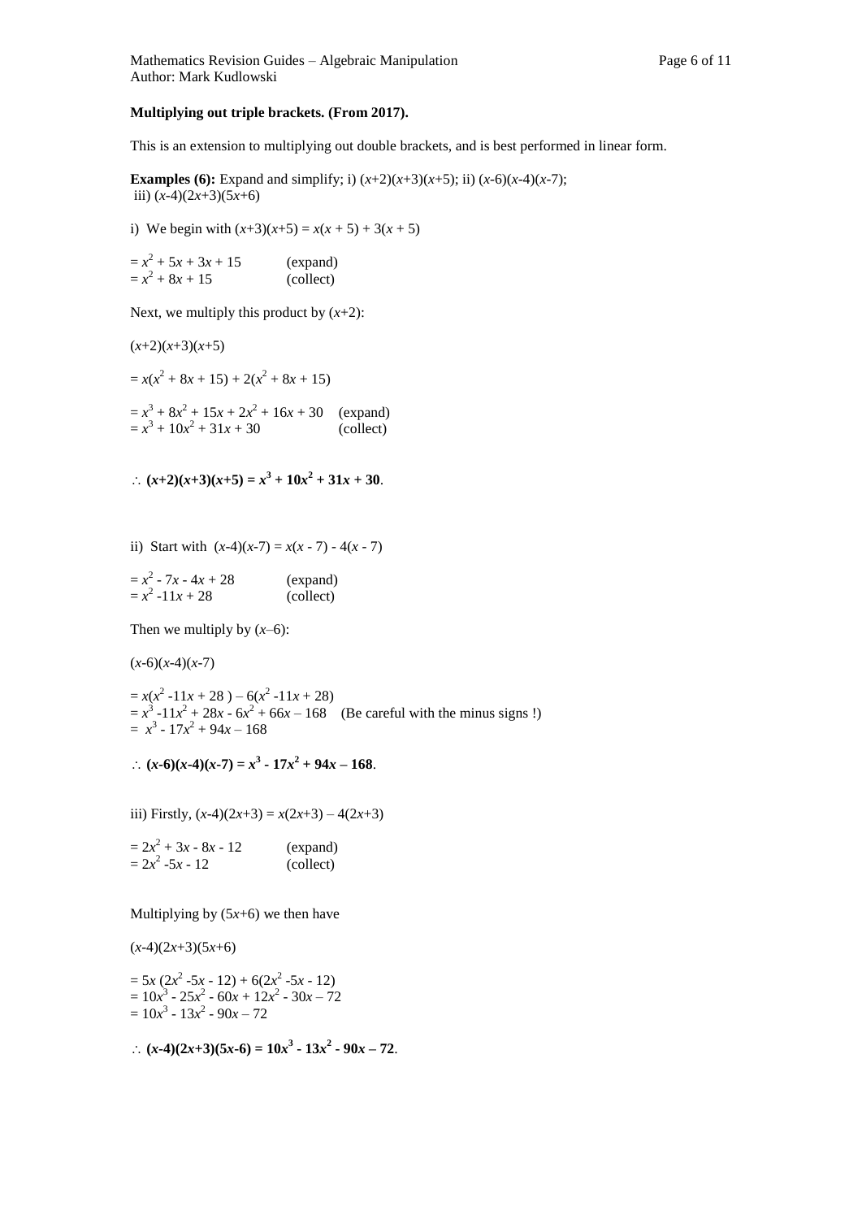**Multiplying out triple brackets. (From 2017).**

This is an extension to multiplying out double brackets, and is best performed in linear form.

**Examples (6):** Expand and simplify; i) $(x+2)(x+3)(x+5)$; ii) $(x-6)(x-4)(x-7)$; iii) $(x-4)(2x+3)(5x+6)$

i) We begin with $(x+3)(x+5) = x(x + 5) + 3(x + 5)$

$= x^2 + 5x + 3x + 15$ (expand)
$= x^2 + 8x + 15$ (collect)

Next, we multiply this product by $(x+2)$:

$(x+2)(x+3)(x+5)$

$= x(x^2 + 8x + 15) + 2(x^2 + 8x + 15)$

$= x^3 + 8x^2 + 15x + 2x^2 + 16x + 30$ (expand)
$= x^3 + 10x^2 + 31x + 30$ (collect)

$\therefore$ $\mathbf{(x+2)(x+3)(x+5) = x^3 + 10x^2 + 31x + 30}$.

ii) Start with $(x-4)(x-7) = x(x - 7) - 4(x - 7)$

$= x^2 - 7x - 4x + 28$ (expand)
$= x^2 -11x + 28$ (collect)

Then we multiply by $(x–6)$:

$(x-6)(x-4)(x-7)$

$= x(x^2 -11x + 28 ) – 6(x^2 -11x + 28)$
$= x^3 -11x^2 + 28x - 6x^2 + 66x – 168$ (Be careful with the minus signs !)
$= x^3 - 17x^2 + 94x – 168$

$\therefore$ $\mathbf{(x-6)(x-4)(x-7) = x^3 - 17x^2 + 94x – 168}$.

iii) Firstly, $(x-4)(2x+3) = x(2x+3) – 4(2x+3)$

$= 2x^2 + 3x - 8x - 12$ (expand)
$= 2x^2 -5x - 12$ (collect)

Multiplying by $(5x+6)$ we then have

$(x-4)(2x+3)(5x+6)$

$= 5x (2x^2 -5x - 12) + 6(2x^2 -5x - 12)$
$= 10x^3 - 25x^2 - 60x + 12x^2 - 30x – 72$
$= 10x^3 - 13x^2 - 90x – 72$

$\therefore$ $\mathbf{(x-4)(2x+3)(5x-6) = 10x^3 - 13x^2 - 90x – 72}$.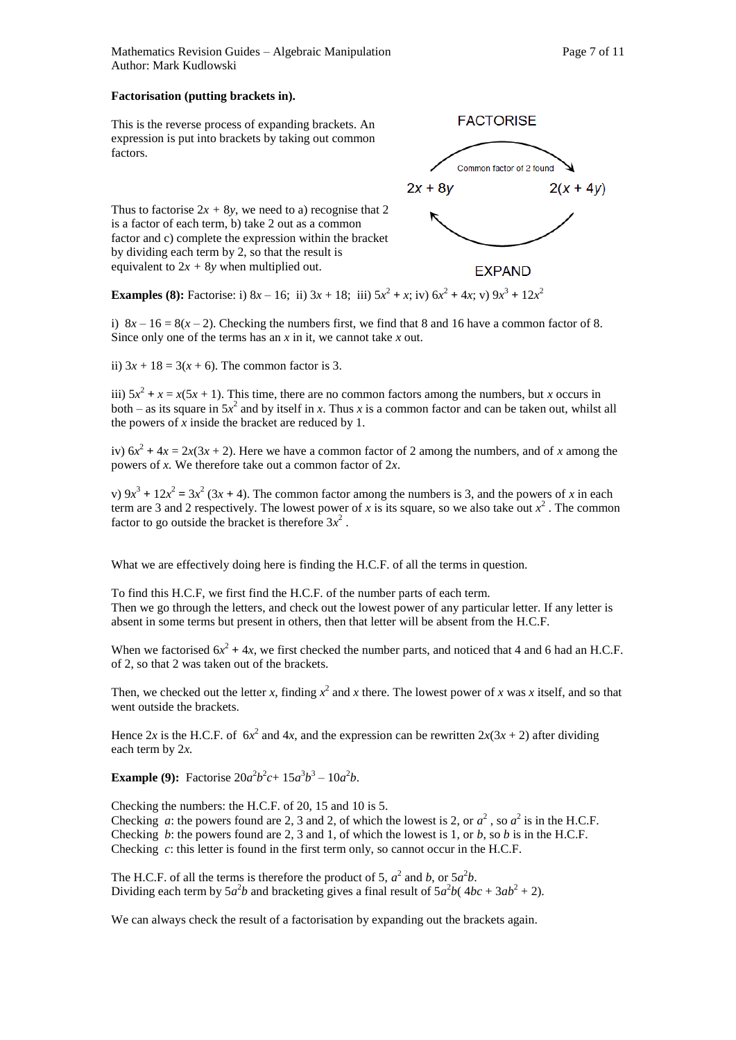**Factorisation (putting brackets in).**

This is the reverse process of expanding brackets. An expression is put into brackets by taking out common factors.

FACTORISE

Common factor of 2 found

$2x + 8y$ $2(x + 4y)$

EXPAND

Thus to factorise $2x + 8y$, we need to a) recognise that 2 is a factor of each term, b) take 2 out as a common factor and c) complete the expression within the bracket by dividing each term by 2, so that the result is equivalent to $2x + 8y$ when multiplied out.

**Examples (8):** Factorise: i) $8x – 16$; ii) $3x + 18$; iii) $5x^2 + x$; iv) $6x^2 + 4x$; v) $9x^3 + 12x^2$

i) $8x – 16 = 8(x – 2)$. Checking the numbers first, we find that 8 and 16 have a common factor of 8. Since only one of the terms has an $x$ in it, we cannot take $x$ out.

ii) $3x + 18 = 3(x + 6)$. The common factor is 3.

iii) $5x^2 + x = x(5x + 1)$. This time, there are no common factors among the numbers, but $x$ occurs in both – as its square in $5x^2$ and by itself in $x$. Thus $x$ is a common factor and can be taken out, whilst all the powers of $x$ inside the bracket are reduced by 1.

iv) $6x^2 + 4x = 2x(3x + 2)$. Here we have a common factor of 2 among the numbers, and of $x$ among the powers of $x$. We therefore take out a common factor of $2x$.

v) $9x^3 + 12x^2 = 3x^2 (3x + 4)$. The common factor among the numbers is 3, and the powers of $x$ in each term are 3 and 2 respectively. The lowest power of $x$ is its square, so we also take out $x^2$ . The common factor to go outside the bracket is therefore $3x^2$ .

What we are effectively doing here is finding the H.C.F. of all the terms in question.

To find this H.C.F, we first find the H.C.F. of the number parts of each term.
Then we go through the letters, and check out the lowest power of any particular letter. If any letter is absent in some terms but present in others, then that letter will be absent from the H.C.F.

When we factorised $6x^2 + 4x$, we first checked the number parts, and noticed that 4 and 6 had an H.C.F. of 2, so that 2 was taken out of the brackets.

Then, we checked out the letter $x$, finding $x^2$ and $x$ there. The lowest power of $x$ was $x$ itself, and so that went outside the brackets.

Hence $2x$ is the H.C.F. of $6x^2$ and $4x$, and the expression can be rewritten $2x(3x + 2)$ after dividing each term by $2x$.

**Example (9):** Factorise $20a^2b^2c + 15a^3b^3 – 10a^2b$.

Checking the numbers: the H.C.F. of 20, 15 and 10 is 5.
Checking $a$: the powers found are 2, 3 and 2, of which the lowest is 2, or $a^2$ , so $a^2$ is in the H.C.F.
Checking $b$: the powers found are 2, 3 and 1, of which the lowest is 1, or $b$, so $b$ is in the H.C.F.
Checking $c$: this letter is found in the first term only, so cannot occur in the H.C.F.

The H.C.F. of all the terms is therefore the product of 5, $a^2$ and $b$, or $5a^2b$.
Dividing each term by $5a^2b$ and bracketing gives a final result of $5a^2b( 4bc + 3ab^2 + 2)$.

We can always check the result of a factorisation by expanding out the brackets again.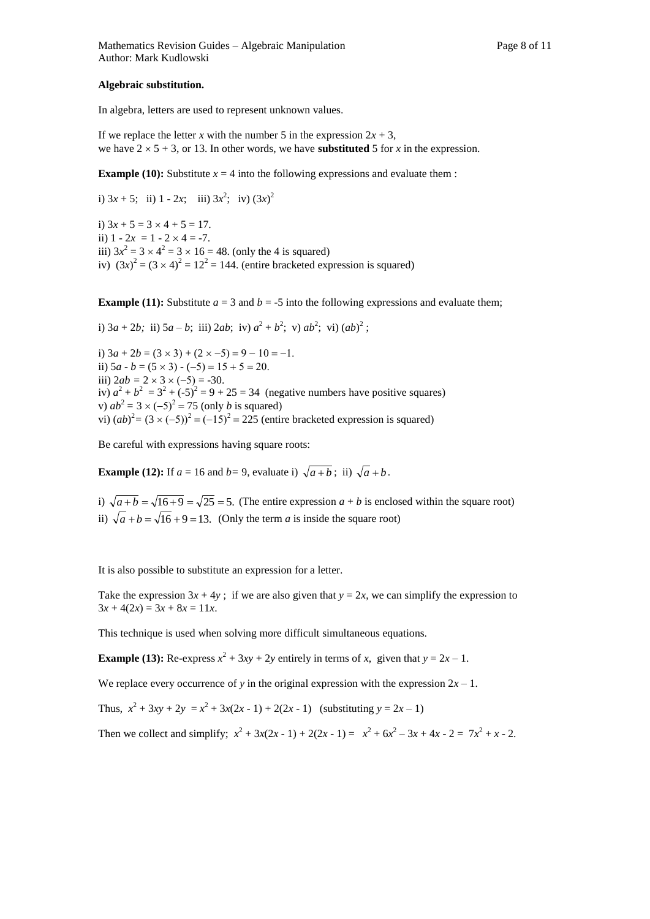**Algebraic substitution.**

In algebra, letters are used to represent unknown values.

If we replace the letter $x$ with the number 5 in the expression $2x + 3$, we have $2 \times 5 + 3$, or 13. In other words, we have **substituted** 5 for $x$ in the expression.

**Example (10):** Substitute $x = 4$ into the following expressions and evaluate them :

i) $3x + 5$;   ii) $1 - 2x$;   iii) $3x^2$;   iv) $(3x)^2$

i) $3x + 5 = 3 \times 4 + 5 = 17$.
ii) $1 - 2x = 1 - 2 \times 4 = -7$.
iii) $3x^2 = 3 \times 4^2 = 3 \times 16 = 48$. (only the 4 is squared)
iv) $(3x)^2 = (3 \times 4)^2 = 12^2 = 144$. (entire bracketed expression is squared)

**Example (11):** Substitute $a = 3$ and $b = -5$ into the following expressions and evaluate them;

i) $3a + 2b$;  ii) $5a - b$;  iii) $2ab$;  iv) $a^2 + b^2$;  v) $ab^2$;  vi) $(ab)^2$ ;

i) $3a + 2b = (3 \times 3) + (2 \times -5) = 9 - 10 = -1$.
ii) $5a - b = (5 \times 3) - (-5) = 15 + 5 = 20$.
iii) $2ab = 2 \times 3 \times (-5) = -30$.
iv) $a^2 + b^2 = 3^2 + (-5)^2 = 9 + 25 = 34$  (negative numbers have positive squares)
v) $ab^2 = 3 \times (-5)^2 = 75$ (only $b$ is squared)
vi) $(ab)^2 = (3 \times (-5))^2 = (-15)^2 = 225$ (entire bracketed expression is squared)

Be careful with expressions having square roots:

**Example (12):** If $a = 16$ and $b = 9$, evaluate i) $\sqrt{a+b}$ ; ii) $\sqrt{a} + b$.

i) $\sqrt{a+b} = \sqrt{16+9} = \sqrt{25} = 5$.  (The entire expression $a + b$ is enclosed within the square root)
ii) $\sqrt{a} + b = \sqrt{16} + 9 = 13$.  (Only the term $a$ is inside the square root)

It is also possible to substitute an expression for a letter.

Take the expression $3x + 4y$ ;  if we are also given that $y = 2x$, we can simplify the expression to $3x + 4(2x) = 3x + 8x = 11x$.

This technique is used when solving more difficult simultaneous equations.

**Example (13):** Re-express $x^2 + 3xy + 2y$ entirely in terms of $x$, given that $y = 2x - 1$.

We replace every occurrence of $y$ in the original expression with the expression $2x - 1$.

Thus, $x^2 + 3xy + 2y = x^2 + 3x(2x - 1) + 2(2x - 1)$   (substituting $y = 2x - 1$)

Then we collect and simplify; $x^2 + 3x(2x - 1) + 2(2x - 1) = x^2 + 6x^2 - 3x + 4x - 2 = 7x^2 + x - 2$.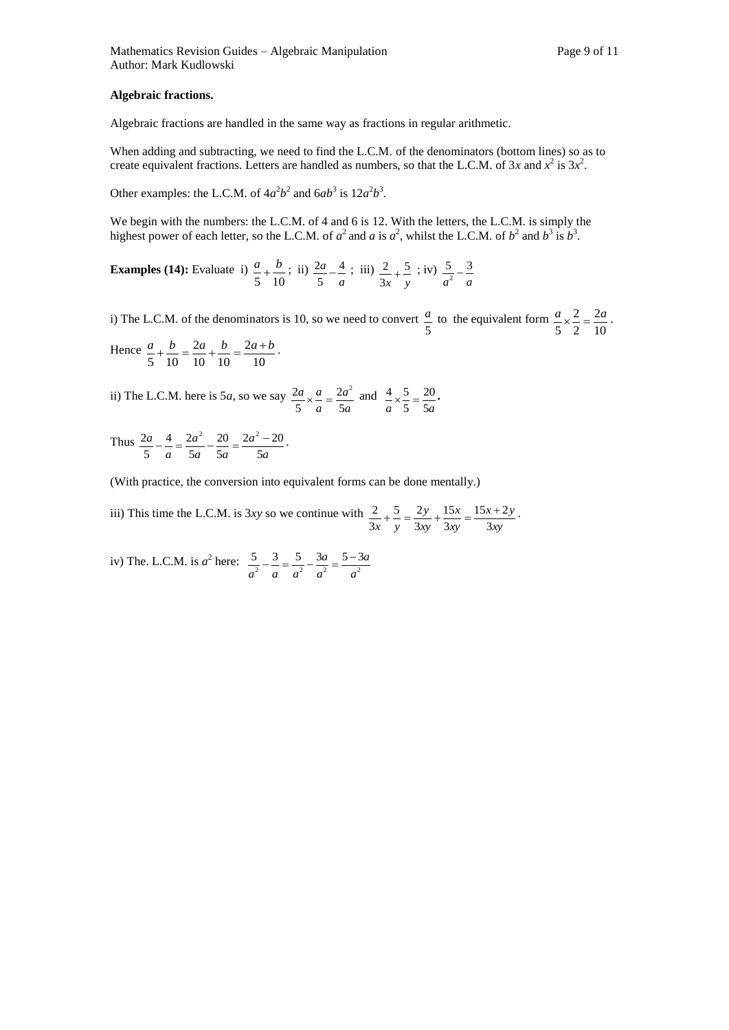**Algebraic fractions.**

Algebraic fractions are handled in the same way as fractions in regular arithmetic.

When adding and subtracting, we need to find the L.C.M. of the denominators (bottom lines) so as to create equivalent fractions. Letters are handled as numbers, so that the L.C.M. of $3x$ and $x^2$ is $3x^2$.

Other examples: the L.C.M. of $4a^2b^2$ and $6ab^3$ is $12a^2b^3$.

We begin with the numbers: the L.C.M. of 4 and 6 is 12. With the letters, the L.C.M. is simply the highest power of each letter, so the L.C.M. of $a^2$ and $a$ is $a^2$, whilst the L.C.M. of $b^2$ and $b^3$ is $b^3$.

**Examples (14):** Evaluate i) $\frac{a}{5}+\frac{b}{10}$ ; ii) $\frac{2a}{5}-\frac{4}{a}$ ; iii) $\frac{2}{3x}+\frac{5}{y}$ ; iv) $\frac{5}{a^2}-\frac{3}{a}$

i) The L.C.M. of the denominators is 10, so we need to convert $\frac{a}{5}$ to the equivalent form $\frac{a}{5}\times\frac{2}{2}=\frac{2a}{10}$.

Hence $\frac{a}{5}+\frac{b}{10}=\frac{2a}{10}+\frac{b}{10}=\frac{2a+b}{10}$.

ii) The L.C.M. here is $5a$, so we say $\frac{2a}{5}\times\frac{a}{a}=\frac{2a^2}{5a}$ and $\frac{4}{a}\times\frac{5}{5}=\frac{20}{5a}$.

Thus $\frac{2a}{5}-\frac{4}{a}=\frac{2a^2}{5a}-\frac{20}{5a}=\frac{2a^2-20}{5a}$.

(With practice, the conversion into equivalent forms can be done mentally.)

iii) This time the L.C.M. is $3xy$ so we continue with $\frac{2}{3x}+\frac{5}{y}=\frac{2y}{3xy}+\frac{15x}{3xy}=\frac{15x+2y}{3xy}$.

iv) The. L.C.M. is $a^2$ here: $\frac{5}{a^2}-\frac{3}{a}=\frac{5}{a^2}-\frac{3a}{a^2}=\frac{5-3a}{a^2}$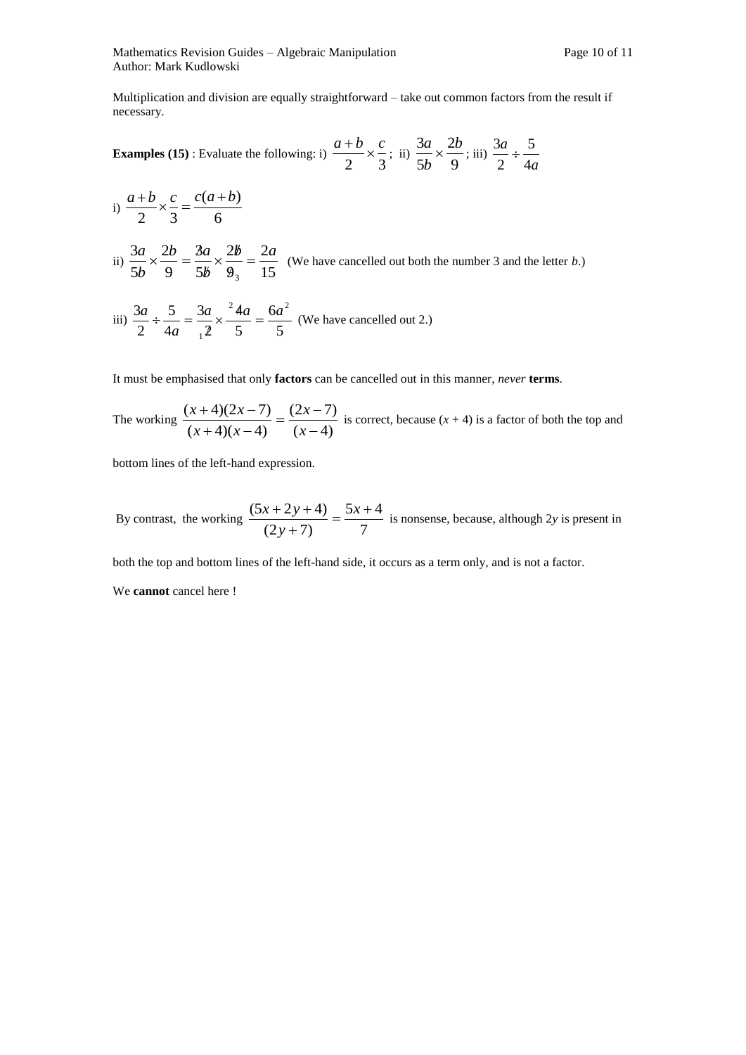Multiplication and division are equally straightforward – take out common factors from the result if necessary.

**Examples (15)** : Evaluate the following: i) $\frac{a+b}{2} \times \frac{c}{3}$; ii) $\frac{3a}{5b} \times \frac{2b}{9}$; iii) $\frac{3a}{2} \div \frac{5}{4a}$

i) $\frac{a+b}{2} \times \frac{c}{3} = \frac{c(a+b)}{6}$

ii) $\frac{3a}{5b} \times \frac{2b}{9} = \frac{\cancel{3}a}{5\cancel{b}} \times \frac{2\cancel{b}}{\cancel{9}_3} = \frac{2a}{15}$ (We have cancelled out both the number 3 and the letter *b*.)

iii) $\frac{3a}{2} \div \frac{5}{4a} = \frac{3a}{{}_1\cancel{2}} \times \frac{{}^2\cancel{4}a}{5} = \frac{6a^2}{5}$ (We have cancelled out 2.)

It must be emphasised that only **factors** can be cancelled out in this manner, *never* **terms**.

The working $\frac{(x+4)(2x-7)}{(x+4)(x-4)} = \frac{(2x-7)}{(x-4)}$ is correct, because $(x + 4)$ is a factor of both the top and bottom lines of the left-hand expression.

By contrast, the working $\frac{(5x+2y+4)}{(2y+7)} = \frac{5x+4}{7}$ is nonsense, because, although $2y$ is present in both the top and bottom lines of the left-hand side, it occurs as a term only, and is not a factor.

We **cannot** cancel here !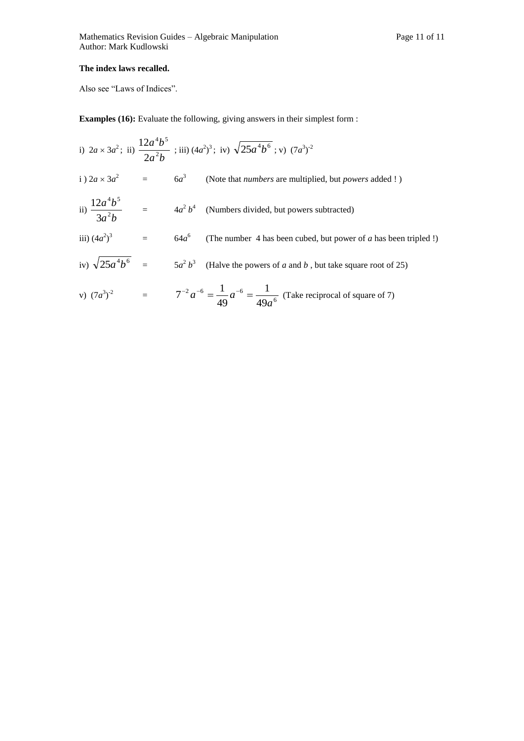**The index laws recalled.**

Also see "Laws of Indices".

**Examples (16):** Evaluate the following, giving answers in their simplest form :

i) $2a \times 3a^2$; ii) $\dfrac{12a^4b^5}{2a^2b}$ ; iii) $(4a^2)^3$; iv) $\sqrt{25a^4b^6}$ ; v) $(7a^3)^{-2}$

i ) $2a \times 3a^2$ = $6a^3$ (Note that *numbers* are multiplied, but *powers* added ! )

ii) $\dfrac{12a^4b^5}{3a^2b}$ = $4a^2 b^4$ (Numbers divided, but powers subtracted)

iii) $(4a^2)^3$ = $64a^6$ (The number 4 has been cubed, but power of $a$ has been tripled !)

iv) $\sqrt{25a^4b^6}$ = $5a^2 b^3$ (Halve the powers of $a$ and $b$ , but take square root of 25)

v) $(7a^3)^{-2}$ = $7^{-2}a^{-6} = \dfrac{1}{49}a^{-6} = \dfrac{1}{49a^6}$ (Take reciprocal of square of 7)